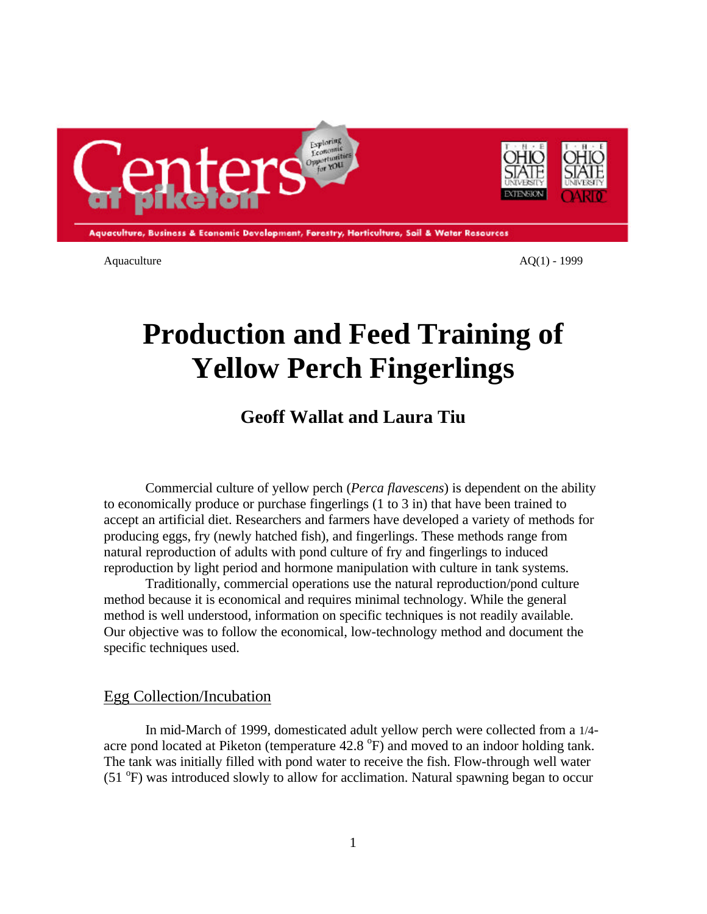Centers at piketon

Exploring Economic Opportunities for YOU

Aquaculture, Business & Economic Development, Forestry, Horticulture, Soil & Water Resources

Aquaculture AQ(1) - 1999

# Production and Feed Training of Yellow Perch Fingerlings

## Geoff Wallat and Laura Tiu

Commercial culture of yellow perch (*Perca flavescens*) is dependent on the ability to economically produce or purchase fingerlings (1 to 3 in) that have been trained to accept an artificial diet. Researchers and farmers have developed a variety of methods for producing eggs, fry (newly hatched fish), and fingerlings. These methods range from natural reproduction of adults with pond culture of fry and fingerlings to induced reproduction by light period and hormone manipulation with culture in tank systems.

Traditionally, commercial operations use the natural reproduction/pond culture method because it is economical and requires minimal technology. While the general method is well understood, information on specific techniques is not readily available. Our objective was to follow the economical, low-technology method and document the specific techniques used.

## Egg Collection/Incubation

In mid-March of 1999, domesticated adult yellow perch were collected from a 1/4-acre pond located at Piketon (temperature 42.8 $^{o}$F) and moved to an indoor holding tank. The tank was initially filled with pond water to receive the fish. Flow-through well water (51 $^{o}$F) was introduced slowly to allow for acclimation. Natural spawning began to occur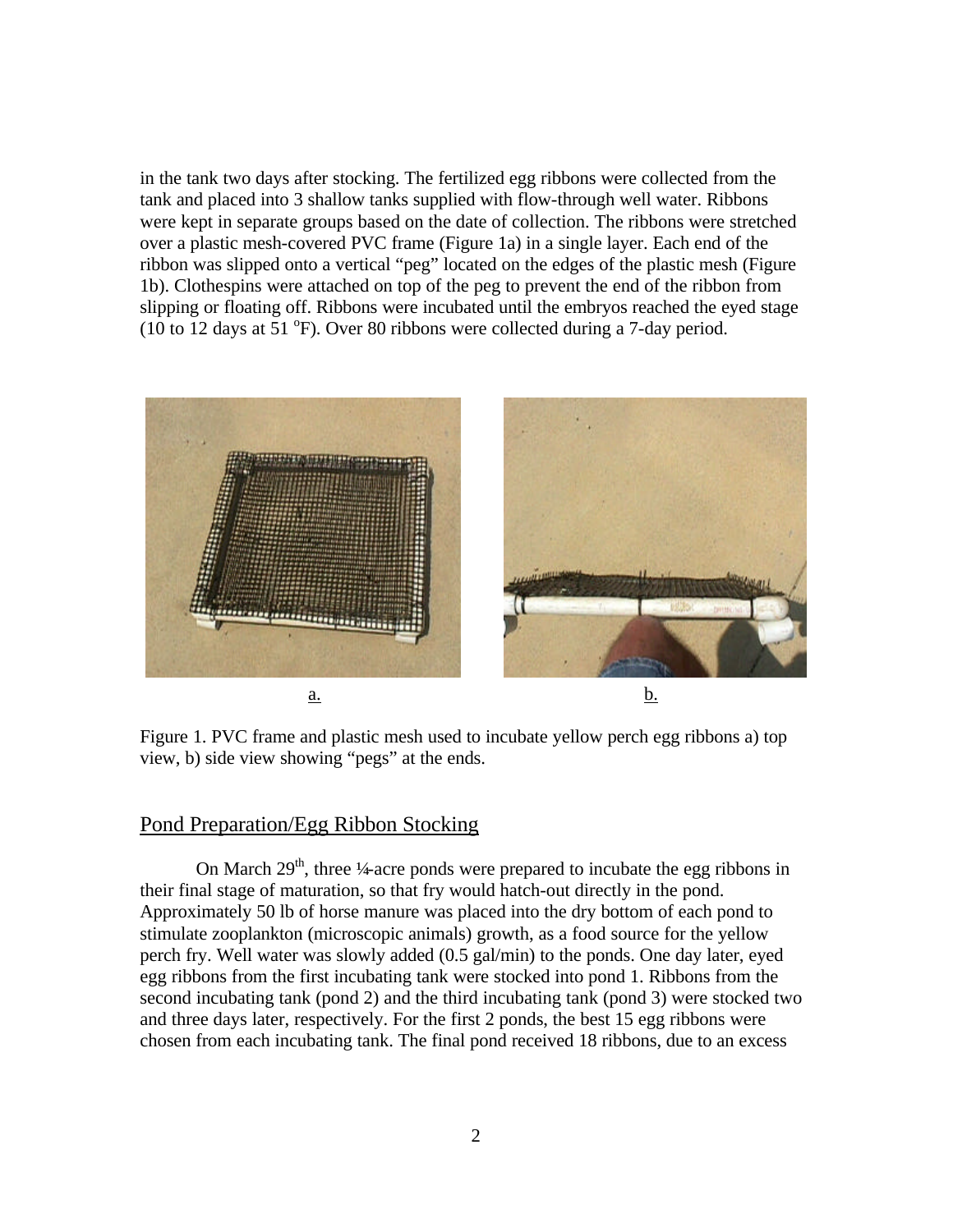in the tank two days after stocking. The fertilized egg ribbons were collected from the tank and placed into 3 shallow tanks supplied with flow-through well water. Ribbons were kept in separate groups based on the date of collection. The ribbons were stretched over a plastic mesh-covered PVC frame (Figure 1a) in a single layer. Each end of the ribbon was slipped onto a vertical "peg" located on the edges of the plastic mesh (Figure 1b). Clothespins were attached on top of the peg to prevent the end of the ribbon from slipping or floating off. Ribbons were incubated until the embryos reached the eyed stage (10 to 12 days at 51 °F). Over 80 ribbons were collected during a 7-day period.

a.

b.

Figure 1. PVC frame and plastic mesh used to incubate yellow perch egg ribbons a) top view, b) side view showing "pegs" at the ends.

## Pond Preparation/Egg Ribbon Stocking

On March 29th, three ¼-acre ponds were prepared to incubate the egg ribbons in their final stage of maturation, so that fry would hatch-out directly in the pond. Approximately 50 lb of horse manure was placed into the dry bottom of each pond to stimulate zooplankton (microscopic animals) growth, as a food source for the yellow perch fry. Well water was slowly added (0.5 gal/min) to the ponds. One day later, eyed egg ribbons from the first incubating tank were stocked into pond 1. Ribbons from the second incubating tank (pond 2) and the third incubating tank (pond 3) were stocked two and three days later, respectively. For the first 2 ponds, the best 15 egg ribbons were chosen from each incubating tank. The final pond received 18 ribbons, due to an excess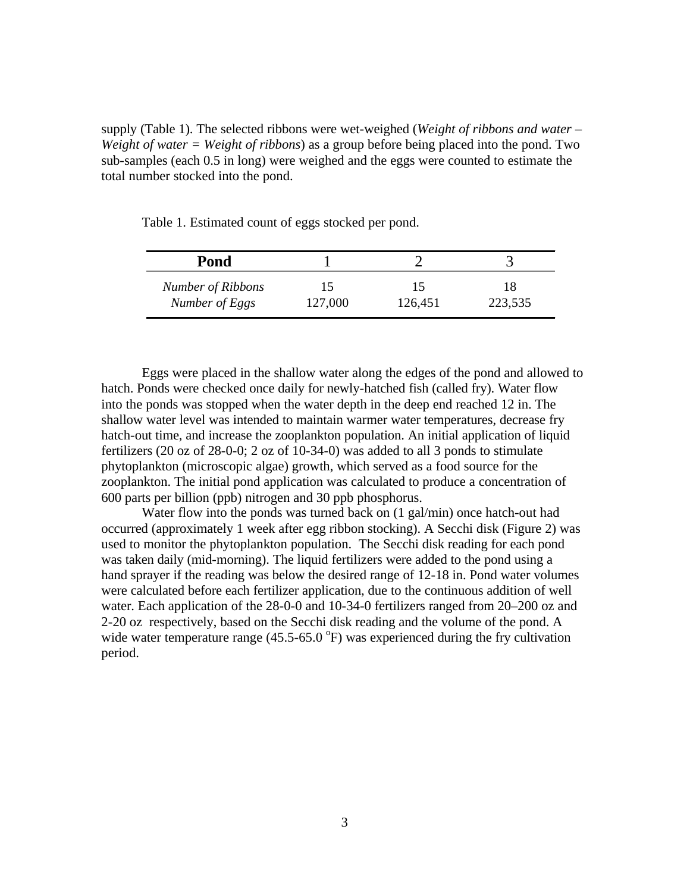supply (Table 1). The selected ribbons were wet-weighed (*Weight of ribbons and water – Weight of water = Weight of ribbons*) as a group before being placed into the pond. Two sub-samples (each 0.5 in long) were weighed and the eggs were counted to estimate the total number stocked into the pond.

Table 1. Estimated count of eggs stocked per pond.

| Pond | 1 | 2 | 3 |
|---|---|---|---|
| *Number of Ribbons* | 15 | 15 | 18 |
| *Number of Eggs* | 127,000 | 126,451 | 223,535 |

Eggs were placed in the shallow water along the edges of the pond and allowed to hatch. Ponds were checked once daily for newly-hatched fish (called fry). Water flow into the ponds was stopped when the water depth in the deep end reached 12 in. The shallow water level was intended to maintain warmer water temperatures, decrease fry hatch-out time, and increase the zooplankton population. An initial application of liquid fertilizers (20 oz of 28-0-0; 2 oz of 10-34-0) was added to all 3 ponds to stimulate phytoplankton (microscopic algae) growth, which served as a food source for the zooplankton. The initial pond application was calculated to produce a concentration of 600 parts per billion (ppb) nitrogen and 30 ppb phosphorus.

Water flow into the ponds was turned back on (1 gal/min) once hatch-out had occurred (approximately 1 week after egg ribbon stocking). A Secchi disk (Figure 2) was used to monitor the phytoplankton population. The Secchi disk reading for each pond was taken daily (mid-morning). The liquid fertilizers were added to the pond using a hand sprayer if the reading was below the desired range of 12-18 in. Pond water volumes were calculated before each fertilizer application, due to the continuous addition of well water. Each application of the 28-0-0 and 10-34-0 fertilizers ranged from 20–200 oz and 2-20 oz respectively, based on the Secchi disk reading and the volume of the pond. A wide water temperature range (45.5-65.0 $^{o}$F) was experienced during the fry cultivation period.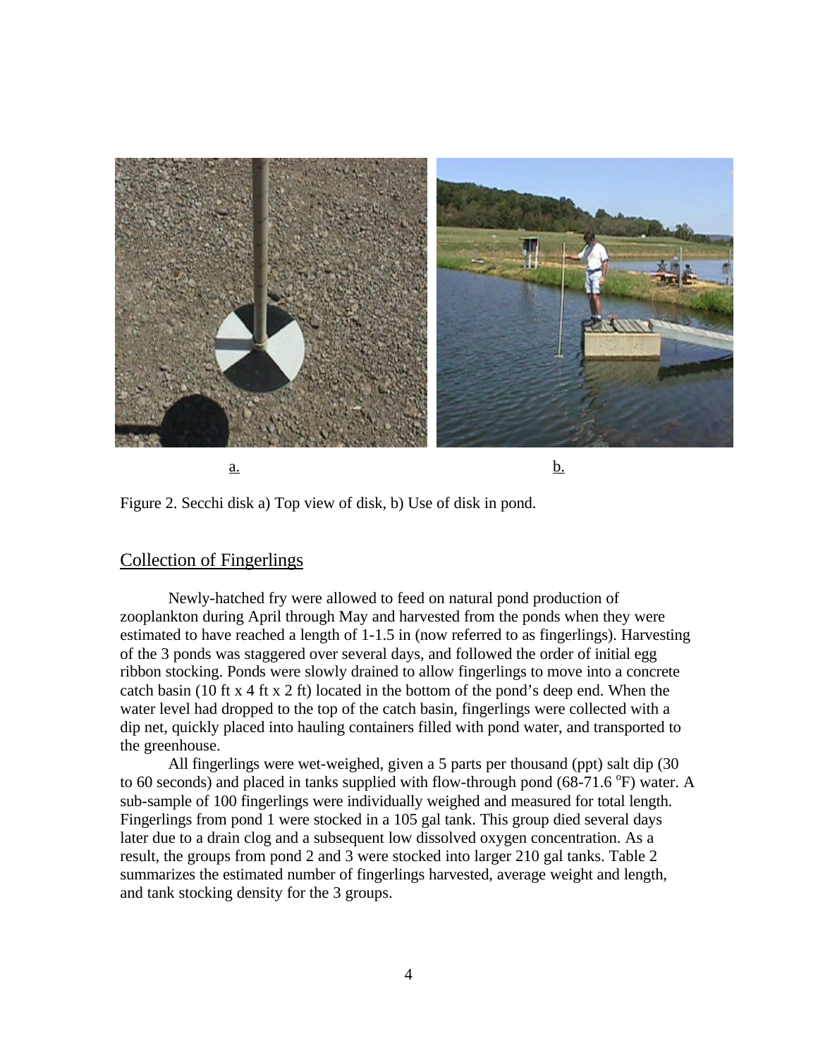a.  b.

Figure 2. Secchi disk a) Top view of disk, b) Use of disk in pond.

## Collection of Fingerlings

Newly-hatched fry were allowed to feed on natural pond production of zooplankton during April through May and harvested from the ponds when they were estimated to have reached a length of 1-1.5 in (now referred to as fingerlings). Harvesting of the 3 ponds was staggered over several days, and followed the order of initial egg ribbon stocking. Ponds were slowly drained to allow fingerlings to move into a concrete catch basin (10 ft x 4 ft x 2 ft) located in the bottom of the pond's deep end. When the water level had dropped to the top of the catch basin, fingerlings were collected with a dip net, quickly placed into hauling containers filled with pond water, and transported to the greenhouse.

All fingerlings were wet-weighed, given a 5 parts per thousand (ppt) salt dip (30 to 60 seconds) and placed in tanks supplied with flow-through pond (68-71.6 $^{o}$F) water. A sub-sample of 100 fingerlings were individually weighed and measured for total length. Fingerlings from pond 1 were stocked in a 105 gal tank. This group died several days later due to a drain clog and a subsequent low dissolved oxygen concentration. As a result, the groups from pond 2 and 3 were stocked into larger 210 gal tanks. Table 2 summarizes the estimated number of fingerlings harvested, average weight and length, and tank stocking density for the 3 groups.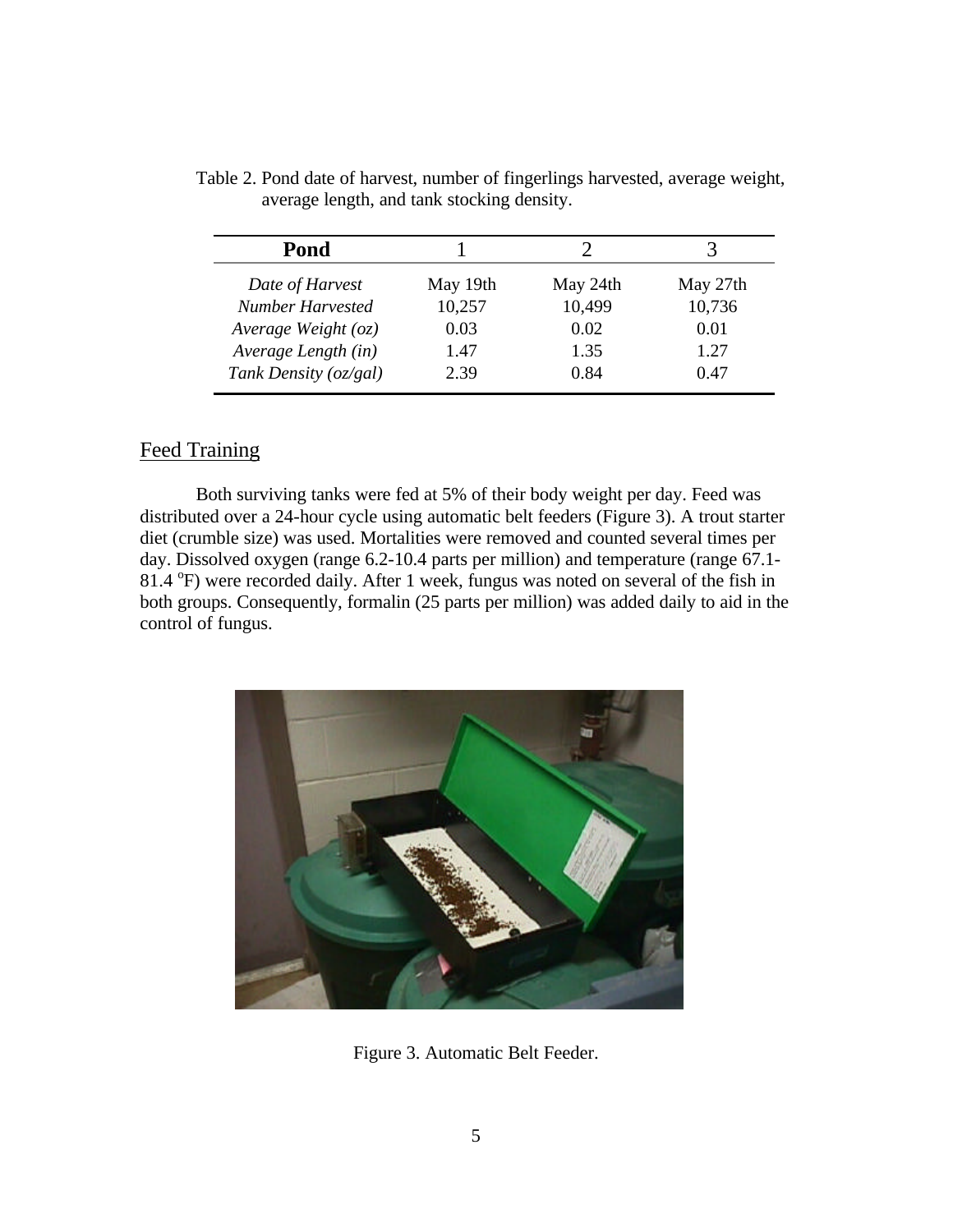Table 2. Pond date of harvest, number of fingerlings harvested, average weight, average length, and tank stocking density.

| Pond | 1 | 2 | 3 |
| --- | --- | --- | --- |
| *Date of Harvest* | May 19th | May 24th | May 27th |
| *Number Harvested* | 10,257 | 10,499 | 10,736 |
| *Average Weight (oz)* | 0.03 | 0.02 | 0.01 |
| *Average Length (in)* | 1.47 | 1.35 | 1.27 |
| *Tank Density (oz/gal)* | 2.39 | 0.84 | 0.47 |

## Feed Training

Both surviving tanks were fed at 5% of their body weight per day. Feed was distributed over a 24-hour cycle using automatic belt feeders (Figure 3). A trout starter diet (crumble size) was used. Mortalities were removed and counted several times per day. Dissolved oxygen (range 6.2-10.4 parts per million) and temperature (range 67.1-81.4 $^{o}$F) were recorded daily. After 1 week, fungus was noted on several of the fish in both groups. Consequently, formalin (25 parts per million) was added daily to aid in the control of fungus.

Figure 3. Automatic Belt Feeder.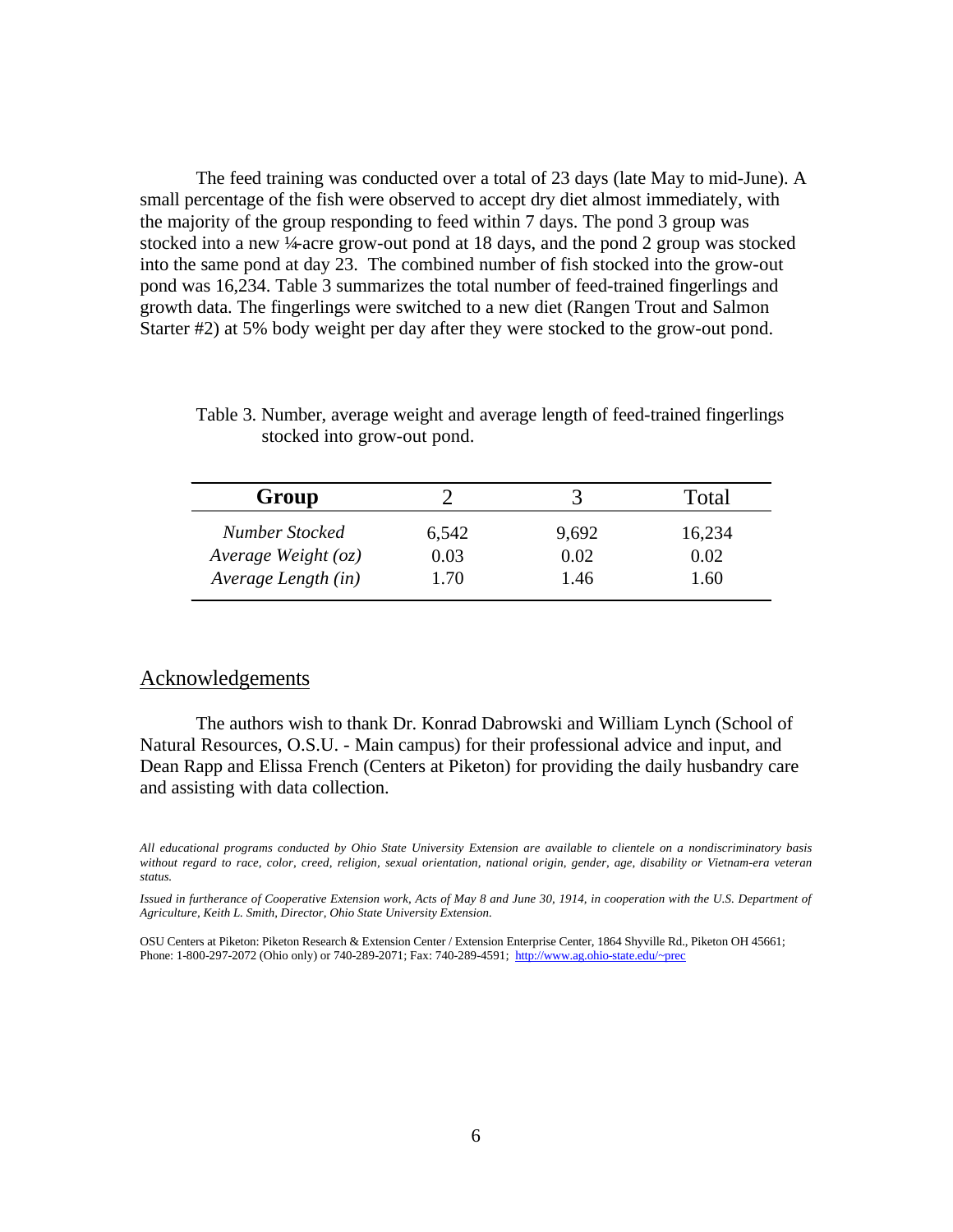The feed training was conducted over a total of 23 days (late May to mid-June). A small percentage of the fish were observed to accept dry diet almost immediately, with the majority of the group responding to feed within 7 days. The pond 3 group was stocked into a new ¼-acre grow-out pond at 18 days, and the pond 2 group was stocked into the same pond at day 23. The combined number of fish stocked into the grow-out pond was 16,234. Table 3 summarizes the total number of feed-trained fingerlings and growth data. The fingerlings were switched to a new diet (Rangen Trout and Salmon Starter #2) at 5% body weight per day after they were stocked to the grow-out pond.

Table 3. Number, average weight and average length of feed-trained fingerlings stocked into grow-out pond.

| **Group** | 2 | 3 | Total |
|---|---|---|---|
| *Number Stocked* | 6,542 | 9,692 | 16,234 |
| *Average Weight (oz)* | 0.03 | 0.02 | 0.02 |
| *Average Length (in)* | 1.70 | 1.46 | 1.60 |

## Acknowledgements

The authors wish to thank Dr. Konrad Dabrowski and William Lynch (School of Natural Resources, O.S.U. - Main campus) for their professional advice and input, and Dean Rapp and Elissa French (Centers at Piketon) for providing the daily husbandry care and assisting with data collection.

*All educational programs conducted by Ohio State University Extension are available to clientele on a nondiscriminatory basis without regard to race, color, creed, religion, sexual orientation, national origin, gender, age, disability or Vietnam-era veteran status.*

*Issued in furtherance of Cooperative Extension work, Acts of May 8 and June 30, 1914, in cooperation with the U.S. Department of Agriculture, Keith L. Smith, Director, Ohio State University Extension.*

OSU Centers at Piketon: Piketon Research & Extension Center / Extension Enterprise Center, 1864 Shyville Rd., Piketon OH 45661; Phone: 1-800-297-2072 (Ohio only) or 740-289-2071; Fax: 740-289-4591; http://www.ag.ohio-state.edu/~prec